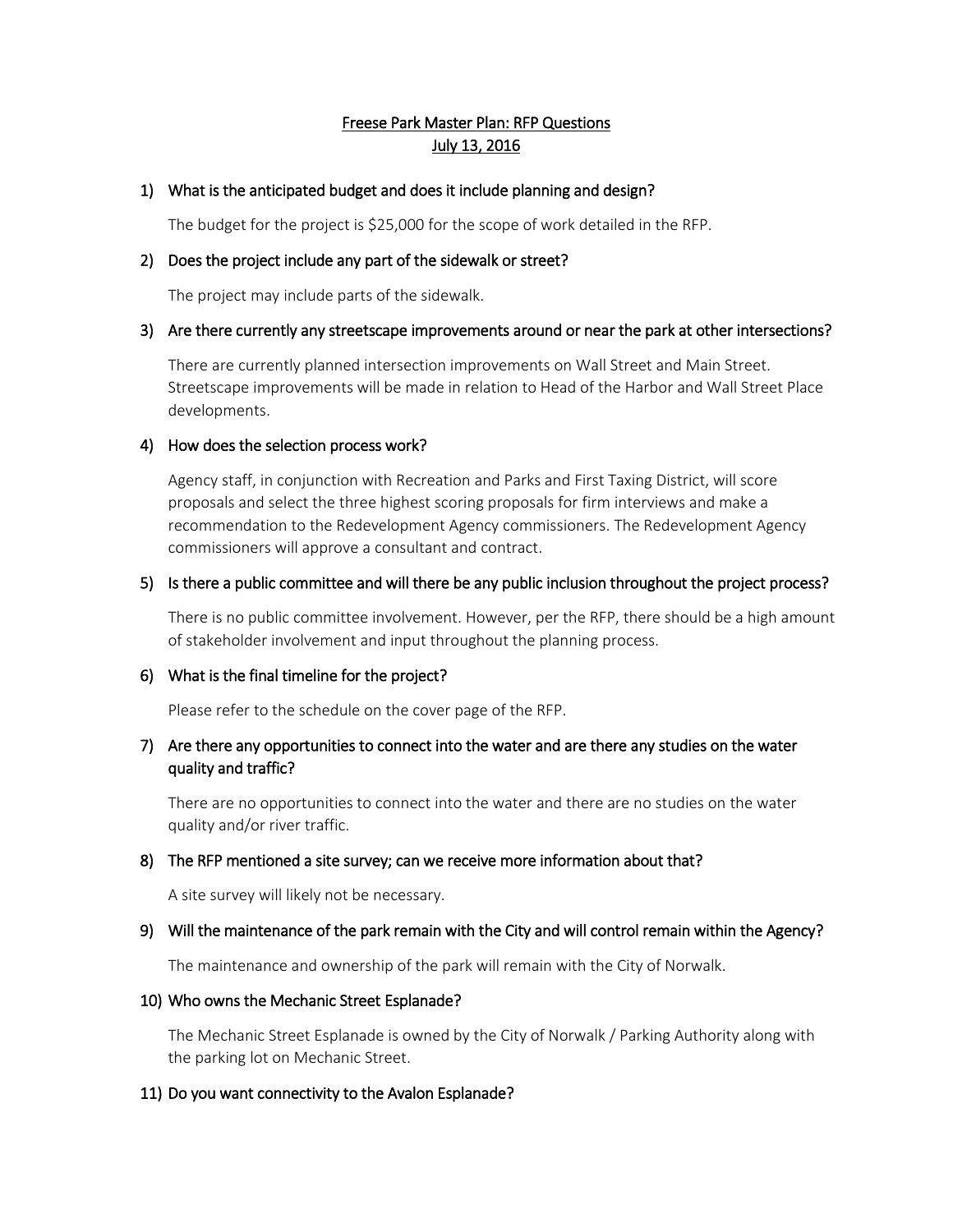# Freese Park Master Plan: RFP Questions
## July 13, 2016

**1) What is the anticipated budget and does it include planning and design?**

The budget for the project is $25,000 for the scope of work detailed in the RFP.

**2) Does the project include any part of the sidewalk or street?**

The project may include parts of the sidewalk.

**3) Are there currently any streetscape improvements around or near the park at other intersections?**

There are currently planned intersection improvements on Wall Street and Main Street. Streetscape improvements will be made in relation to Head of the Harbor and Wall Street Place developments.

**4) How does the selection process work?**

Agency staff, in conjunction with Recreation and Parks and First Taxing District, will score proposals and select the three highest scoring proposals for firm interviews and make a recommendation to the Redevelopment Agency commissioners. The Redevelopment Agency commissioners will approve a consultant and contract.

**5) Is there a public committee and will there be any public inclusion throughout the project process?**

There is no public committee involvement. However, per the RFP, there should be a high amount of stakeholder involvement and input throughout the planning process.

**6) What is the final timeline for the project?**

Please refer to the schedule on the cover page of the RFP.

**7) Are there any opportunities to connect into the water and are there any studies on the water quality and traffic?**

There are no opportunities to connect into the water and there are no studies on the water quality and/or river traffic.

**8) The RFP mentioned a site survey; can we receive more information about that?**

A site survey will likely not be necessary.

**9) Will the maintenance of the park remain with the City and will control remain within the Agency?**

The maintenance and ownership of the park will remain with the City of Norwalk.

**10) Who owns the Mechanic Street Esplanade?**

The Mechanic Street Esplanade is owned by the City of Norwalk / Parking Authority along with the parking lot on Mechanic Street.

**11) Do you want connectivity to the Avalon Esplanade?**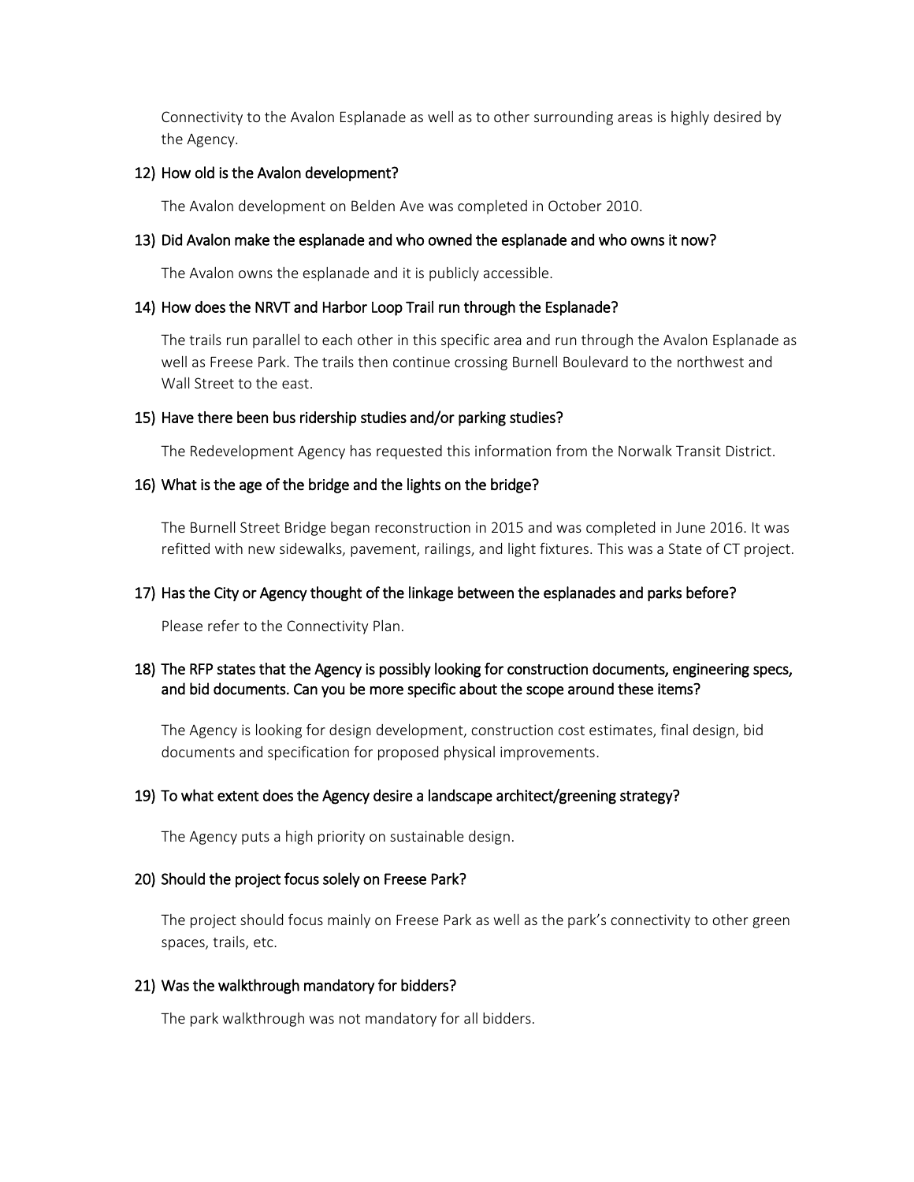Connectivity to the Avalon Esplanade as well as to other surrounding areas is highly desired by the Agency.

12) How old is the Avalon development?

The Avalon development on Belden Ave was completed in October 2010.

13) Did Avalon make the esplanade and who owned the esplanade and who owns it now?

The Avalon owns the esplanade and it is publicly accessible.

14) How does the NRVT and Harbor Loop Trail run through the Esplanade?

The trails run parallel to each other in this specific area and run through the Avalon Esplanade as well as Freese Park. The trails then continue crossing Burnell Boulevard to the northwest and Wall Street to the east.

15) Have there been bus ridership studies and/or parking studies?

The Redevelopment Agency has requested this information from the Norwalk Transit District.

16) What is the age of the bridge and the lights on the bridge?

The Burnell Street Bridge began reconstruction in 2015 and was completed in June 2016. It was refitted with new sidewalks, pavement, railings, and light fixtures. This was a State of CT project.

17) Has the City or Agency thought of the linkage between the esplanades and parks before?

Please refer to the Connectivity Plan.

18) The RFP states that the Agency is possibly looking for construction documents, engineering specs, and bid documents. Can you be more specific about the scope around these items?

The Agency is looking for design development, construction cost estimates, final design, bid documents and specification for proposed physical improvements.

19) To what extent does the Agency desire a landscape architect/greening strategy?

The Agency puts a high priority on sustainable design.

20) Should the project focus solely on Freese Park?

The project should focus mainly on Freese Park as well as the park's connectivity to other green spaces, trails, etc.

21) Was the walkthrough mandatory for bidders?

The park walkthrough was not mandatory for all bidders.